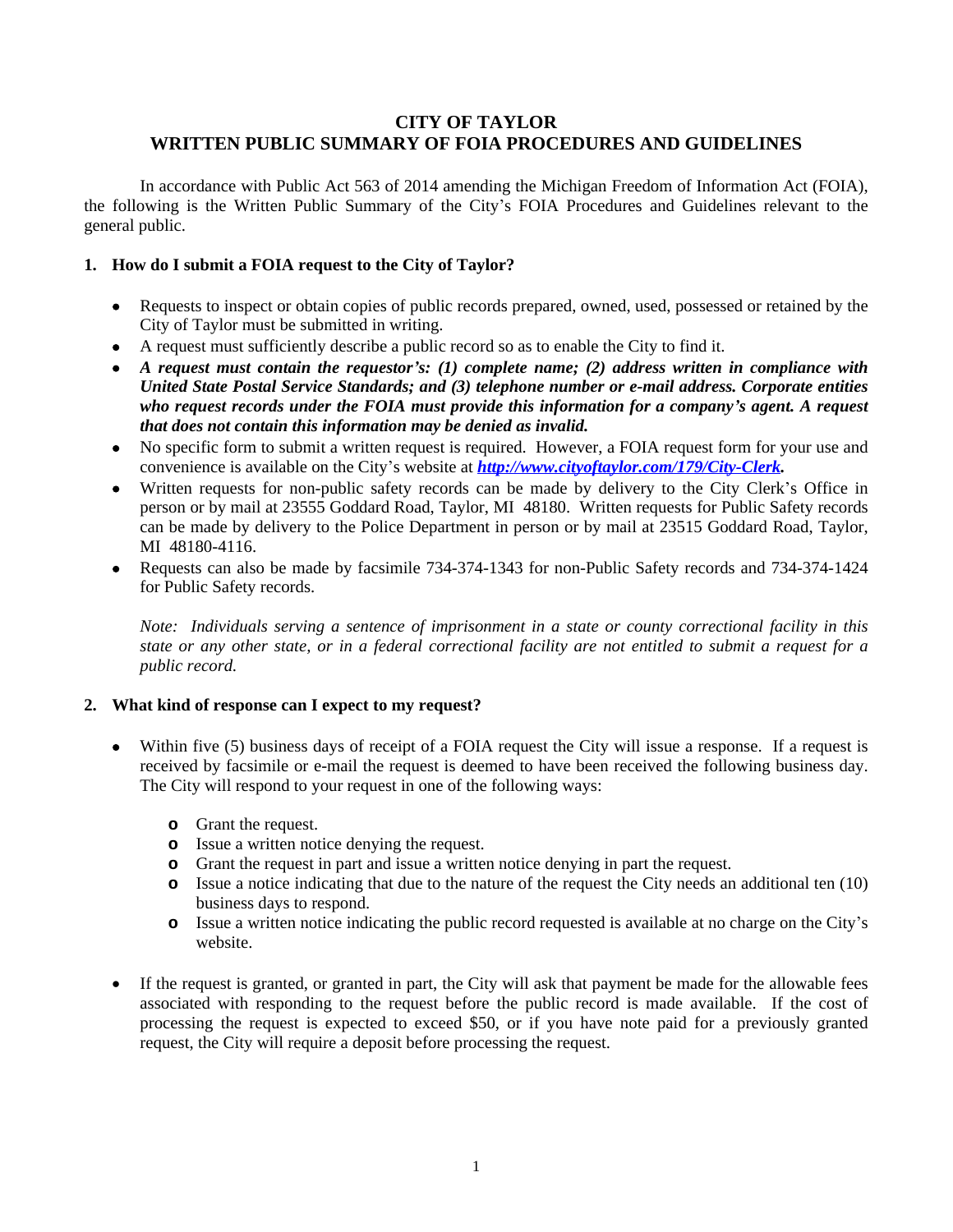# CITY OF TAYLOR
# WRITTEN PUBLIC SUMMARY OF FOIA PROCEDURES AND GUIDELINES

In accordance with Public Act 563 of 2014 amending the Michigan Freedom of Information Act (FOIA), the following is the Written Public Summary of the City's FOIA Procedures and Guidelines relevant to the general public.

## 1. How do I submit a FOIA request to the City of Taylor?

- Requests to inspect or obtain copies of public records prepared, owned, used, possessed or retained by the City of Taylor must be submitted in writing.
- A request must sufficiently describe a public record so as to enable the City to find it.
- ***A request must contain the requestor's: (1) complete name; (2) address written in compliance with United State Postal Service Standards; and (3) telephone number or e-mail address. Corporate entities who request records under the FOIA must provide this information for a company's agent. A request that does not contain this information may be denied as invalid.***
- No specific form to submit a written request is required. However, a FOIA request form for your use and convenience is available on the City's website at ***http://www.cityoftaylor.com/179/City-Clerk.***
- Written requests for non-public safety records can be made by delivery to the City Clerk's Office in person or by mail at 23555 Goddard Road, Taylor, MI 48180. Written requests for Public Safety records can be made by delivery to the Police Department in person or by mail at 23515 Goddard Road, Taylor, MI 48180-4116.
- Requests can also be made by facsimile 734-374-1343 for non-Public Safety records and 734-374-1424 for Public Safety records.

  *Note: Individuals serving a sentence of imprisonment in a state or county correctional facility in this state or any other state, or in a federal correctional facility are not entitled to submit a request for a public record.*

## 2. What kind of response can I expect to my request?

- Within five (5) business days of receipt of a FOIA request the City will issue a response. If a request is received by facsimile or e-mail the request is deemed to have been received the following business day. The City will respond to your request in one of the following ways:
  - Grant the request.
  - Issue a written notice denying the request.
  - Grant the request in part and issue a written notice denying in part the request.
  - Issue a notice indicating that due to the nature of the request the City needs an additional ten (10) business days to respond.
  - Issue a written notice indicating the public record requested is available at no charge on the City's website.
- If the request is granted, or granted in part, the City will ask that payment be made for the allowable fees associated with responding to the request before the public record is made available. If the cost of processing the request is expected to exceed $50, or if you have note paid for a previously granted request, the City will require a deposit before processing the request.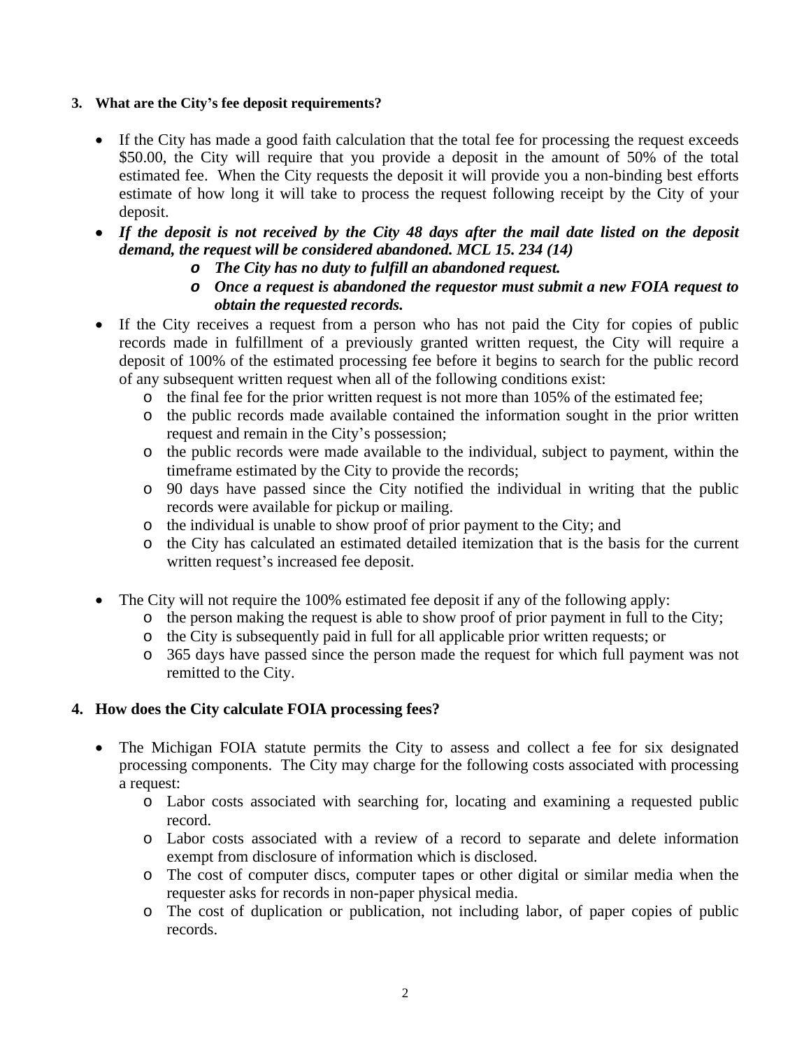### 3. What are the City's fee deposit requirements?

- If the City has made a good faith calculation that the total fee for processing the request exceeds \$50.00, the City will require that you provide a deposit in the amount of 50% of the total estimated fee. When the City requests the deposit it will provide you a non-binding best efforts estimate of how long it will take to process the request following receipt by the City of your deposit.
- ***If the deposit is not received by the City 48 days after the mail date listed on the deposit demand, the request will be considered abandoned. MCL 15. 234 (14)***
  - ***The City has no duty to fulfill an abandoned request.***
  - ***Once a request is abandoned the requestor must submit a new FOIA request to obtain the requested records.***
- If the City receives a request from a person who has not paid the City for copies of public records made in fulfillment of a previously granted written request, the City will require a deposit of 100% of the estimated processing fee before it begins to search for the public record of any subsequent written request when all of the following conditions exist:
  - the final fee for the prior written request is not more than 105% of the estimated fee;
  - the public records made available contained the information sought in the prior written request and remain in the City's possession;
  - the public records were made available to the individual, subject to payment, within the timeframe estimated by the City to provide the records;
  - 90 days have passed since the City notified the individual in writing that the public records were available for pickup or mailing.
  - the individual is unable to show proof of prior payment to the City; and
  - the City has calculated an estimated detailed itemization that is the basis for the current written request's increased fee deposit.

- The City will not require the 100% estimated fee deposit if any of the following apply:
  - the person making the request is able to show proof of prior payment in full to the City;
  - the City is subsequently paid in full for all applicable prior written requests; or
  - 365 days have passed since the person made the request for which full payment was not remitted to the City.

### 4. How does the City calculate FOIA processing fees?

- The Michigan FOIA statute permits the City to assess and collect a fee for six designated processing components. The City may charge for the following costs associated with processing a request:
  - Labor costs associated with searching for, locating and examining a requested public record.
  - Labor costs associated with a review of a record to separate and delete information exempt from disclosure of information which is disclosed.
  - The cost of computer discs, computer tapes or other digital or similar media when the requester asks for records in non-paper physical media.
  - The cost of duplication or publication, not including labor, of paper copies of public records.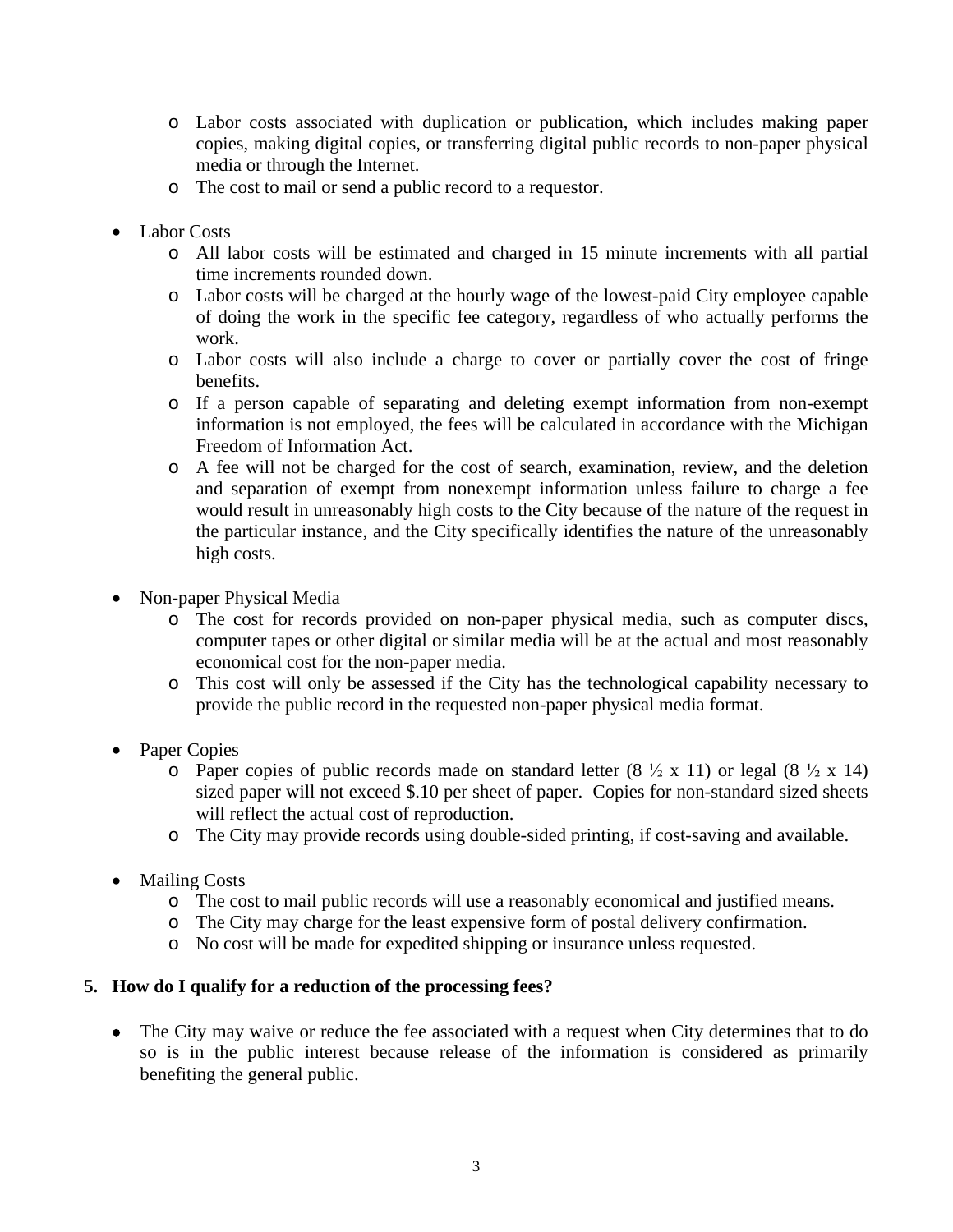- Labor costs associated with duplication or publication, which includes making paper copies, making digital copies, or transferring digital public records to non-paper physical media or through the Internet.
  - The cost to mail or send a public record to a requestor.

- Labor Costs
  - All labor costs will be estimated and charged in 15 minute increments with all partial time increments rounded down.
  - Labor costs will be charged at the hourly wage of the lowest-paid City employee capable of doing the work in the specific fee category, regardless of who actually performs the work.
  - Labor costs will also include a charge to cover or partially cover the cost of fringe benefits.
  - If a person capable of separating and deleting exempt information from non-exempt information is not employed, the fees will be calculated in accordance with the Michigan Freedom of Information Act.
  - A fee will not be charged for the cost of search, examination, review, and the deletion and separation of exempt from nonexempt information unless failure to charge a fee would result in unreasonably high costs to the City because of the nature of the request in the particular instance, and the City specifically identifies the nature of the unreasonably high costs.

- Non-paper Physical Media
  - The cost for records provided on non-paper physical media, such as computer discs, computer tapes or other digital or similar media will be at the actual and most reasonably economical cost for the non-paper media.
  - This cost will only be assessed if the City has the technological capability necessary to provide the public record in the requested non-paper physical media format.

- Paper Copies
  - Paper copies of public records made on standard letter (8 ½ x 11) or legal (8 ½ x 14) sized paper will not exceed $.10 per sheet of paper. Copies for non-standard sized sheets will reflect the actual cost of reproduction.
  - The City may provide records using double-sided printing, if cost-saving and available.

- Mailing Costs
  - The cost to mail public records will use a reasonably economical and justified means.
  - The City may charge for the least expensive form of postal delivery confirmation.
  - No cost will be made for expedited shipping or insurance unless requested.

**5. How do I qualify for a reduction of the processing fees?**

- The City may waive or reduce the fee associated with a request when City determines that to do so is in the public interest because release of the information is considered as primarily benefiting the general public.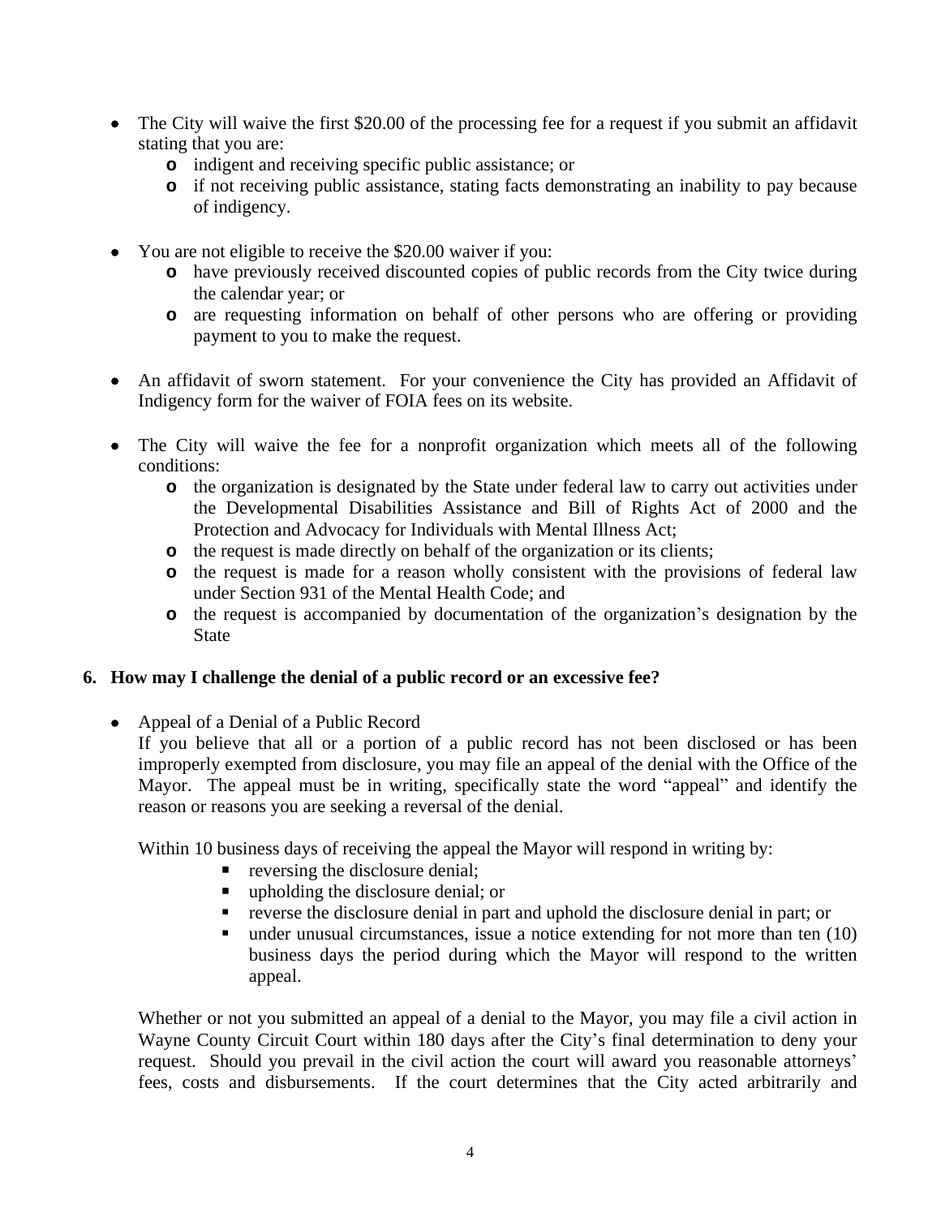- The City will waive the first $20.00 of the processing fee for a request if you submit an affidavit stating that you are:
  - indigent and receiving specific public assistance; or
  - if not receiving public assistance, stating facts demonstrating an inability to pay because of indigency.

- You are not eligible to receive the $20.00 waiver if you:
  - have previously received discounted copies of public records from the City twice during the calendar year; or
  - are requesting information on behalf of other persons who are offering or providing payment to you to make the request.

- An affidavit of sworn statement. For your convenience the City has provided an Affidavit of Indigency form for the waiver of FOIA fees on its website.

- The City will waive the fee for a nonprofit organization which meets all of the following conditions:
  - the organization is designated by the State under federal law to carry out activities under the Developmental Disabilities Assistance and Bill of Rights Act of 2000 and the Protection and Advocacy for Individuals with Mental Illness Act;
  - the request is made directly on behalf of the organization or its clients;
  - the request is made for a reason wholly consistent with the provisions of federal law under Section 931 of the Mental Health Code; and
  - the request is accompanied by documentation of the organization's designation by the State

## 6. How may I challenge the denial of a public record or an excessive fee?

- Appeal of a Denial of a Public Record

  If you believe that all or a portion of a public record has not been disclosed or has been improperly exempted from disclosure, you may file an appeal of the denial with the Office of the Mayor. The appeal must be in writing, specifically state the word "appeal" and identify the reason or reasons you are seeking a reversal of the denial.

  Within 10 business days of receiving the appeal the Mayor will respond in writing by:
  - reversing the disclosure denial;
  - upholding the disclosure denial; or
  - reverse the disclosure denial in part and uphold the disclosure denial in part; or
  - under unusual circumstances, issue a notice extending for not more than ten (10) business days the period during which the Mayor will respond to the written appeal.

  Whether or not you submitted an appeal of a denial to the Mayor, you may file a civil action in Wayne County Circuit Court within 180 days after the City's final determination to deny your request. Should you prevail in the civil action the court will award you reasonable attorneys' fees, costs and disbursements. If the court determines that the City acted arbitrarily and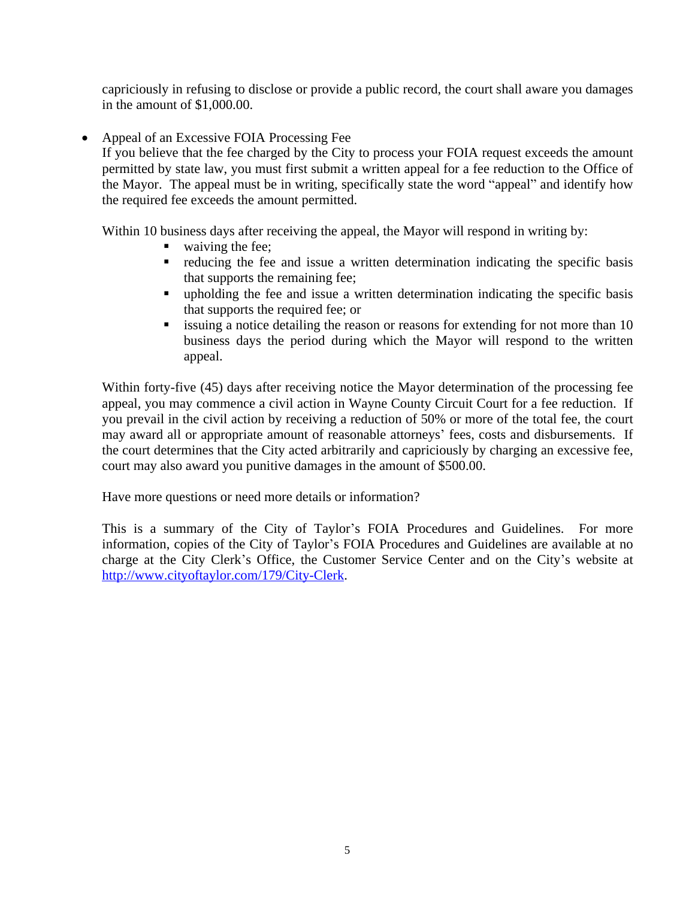capriciously in refusing to disclose or provide a public record, the court shall aware you damages in the amount of $1,000.00.

- Appeal of an Excessive FOIA Processing Fee

  If you believe that the fee charged by the City to process your FOIA request exceeds the amount permitted by state law, you must first submit a written appeal for a fee reduction to the Office of the Mayor. The appeal must be in writing, specifically state the word "appeal" and identify how the required fee exceeds the amount permitted.

  Within 10 business days after receiving the appeal, the Mayor will respond in writing by:

  - waiving the fee;
  - reducing the fee and issue a written determination indicating the specific basis that supports the remaining fee;
  - upholding the fee and issue a written determination indicating the specific basis that supports the required fee; or
  - issuing a notice detailing the reason or reasons for extending for not more than 10 business days the period during which the Mayor will respond to the written appeal.

  Within forty-five (45) days after receiving notice the Mayor determination of the processing fee appeal, you may commence a civil action in Wayne County Circuit Court for a fee reduction. If you prevail in the civil action by receiving a reduction of 50% or more of the total fee, the court may award all or appropriate amount of reasonable attorneys' fees, costs and disbursements. If the court determines that the City acted arbitrarily and capriciously by charging an excessive fee, court may also award you punitive damages in the amount of $500.00.

  Have more questions or need more details or information?

  This is a summary of the City of Taylor's FOIA Procedures and Guidelines. For more information, copies of the City of Taylor's FOIA Procedures and Guidelines are available at no charge at the City Clerk's Office, the Customer Service Center and on the City's website at [http://www.cityoftaylor.com/179/City-Clerk](http://www.cityoftaylor.com/179/City-Clerk).